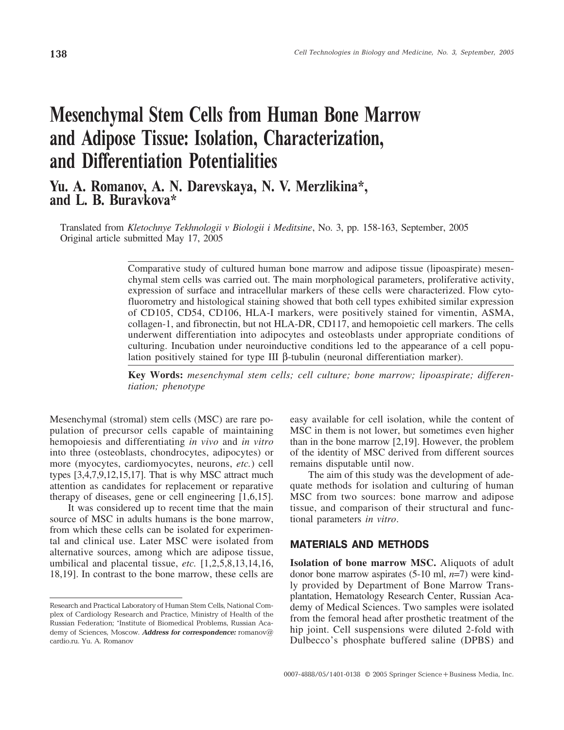# Mesenchymal Stem Cells from Human Bone Marrow and Adipose Tissue: Isolation, Characterization, and Differentiation Potentialities

**Yu. A. Romanov, A. N. Darevskaya, N. V. Merzlikina\*, and L. B. Buravkova\***

Translated from *Kletochnye Tekhnologii v Biologii i Meditsine*, No. 3, pp. 158-163, September, 2005
Original article submitted May 17, 2005

Comparative study of cultured human bone marrow and adipose tissue (lipoaspirate) mesenchymal stem cells was carried out. The main morphological parameters, proliferative activity, expression of surface and intracellular markers of these cells were characterized. Flow cytofluorometry and histological staining showed that both cell types exhibited similar expression of CD105, CD54, CD106, HLA-I markers, were positively stained for vimentin, ASMA, collagen-1, and fibronectin, but not HLA-DR, CD117, and hemopoietic cell markers. The cells underwent differentiation into adipocytes and osteoblasts under appropriate conditions of culturing. Incubation under neuroinductive conditions led to the appearance of a cell population positively stained for type III β-tubulin (neuronal differentiation marker).

**Key Words:** *mesenchymal stem cells; cell culture; bone marrow; lipoaspirate; differentiation; phenotype*

Mesenchymal (stromal) stem cells (MSC) are rare population of precursor cells capable of maintaining hemopoiesis and differentiating *in vivo* and *in vitro* into three (osteoblasts, chondrocytes, adipocytes) or more (myocytes, cardiomyocytes, neurons, *etc.*) cell types [3,4,7,9,12,15,17]. That is why MSC attract much attention as candidates for replacement or reparative therapy of diseases, gene or cell engineering [1,6,15].

It was considered up to recent time that the main source of MSC in adults humans is the bone marrow, from which these cells can be isolated for experimental and clinical use. Later MSC were isolated from alternative sources, among which are adipose tissue, umbilical and placental tissue, *etc.* [1,2,5,8,13,14,16,18,19]. In contrast to the bone marrow, these cells are easy available for cell isolation, while the content of MSC in them is not lower, but sometimes even higher than in the bone marrow [2,19]. However, the problem of the identity of MSC derived from different sources remains disputable until now.

The aim of this study was the development of adequate methods for isolation and culturing of human MSC from two sources: bone marrow and adipose tissue, and comparison of their structural and functional parameters *in vitro*.

## MATERIALS AND METHODS

**Isolation of bone marrow MSC.** Aliquots of adult donor bone marrow aspirates (5-10 ml, $n$=7) were kindly provided by Department of Bone Marrow Transplantation, Hematology Research Center, Russian Academy of Medical Sciences. Two samples were isolated from the femoral head after prosthetic treatment of the hip joint. Cell suspensions were diluted 2-fold with Dulbecco's phosphate buffered saline (DPBS) and

---

Research and Practical Laboratory of Human Stem Cells, National Complex of Cardiology Research and Practice, Ministry of Health of the Russian Federation; \*Institute of Biomedical Problems, Russian Academy of Sciences, Moscow. ***Address for correspondence:*** romanov@cardio.ru. Yu. A. Romanov

0007-4888/05/1401-0138 © 2005 Springer Science+Business Media, Inc.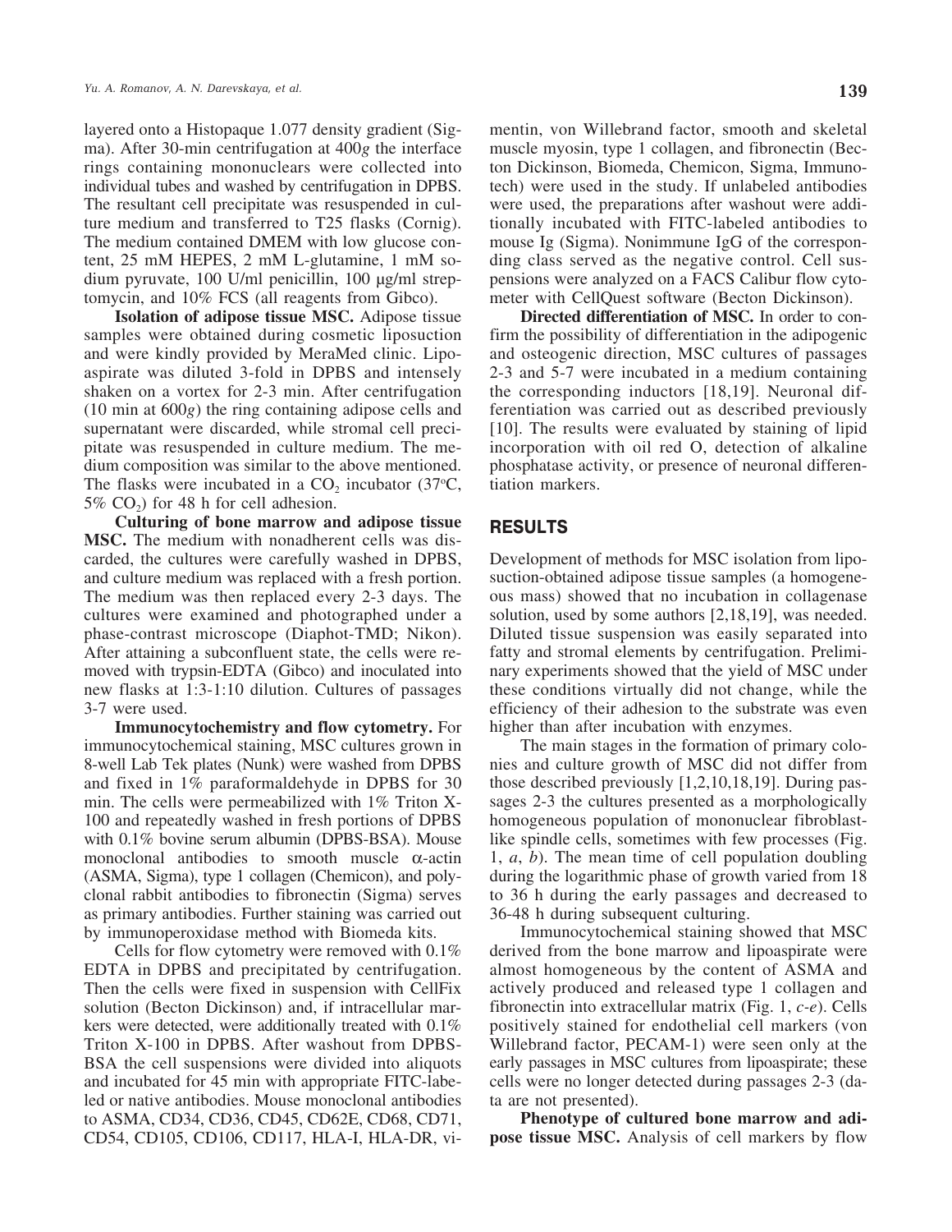layered onto a Histopaque 1.077 density gradient (Sigma). After 30-min centrifugation at 400*g* the interface rings containing mononuclears were collected into individual tubes and washed by centrifugation in DPBS. The resultant cell precipitate was resuspended in culture medium and transferred to T25 flasks (Cornig). The medium contained DMEM with low glucose content, 25 mM HEPES, 2 mM L-glutamine, 1 mM sodium pyruvate, 100 U/ml penicillin, 100 μg/ml streptomycin, and 10% FCS (all reagents from Gibco).

**Isolation of adipose tissue MSC.** Adipose tissue samples were obtained during cosmetic liposuction and were kindly provided by MeraMed clinic. Lipoaspirate was diluted 3-fold in DPBS and intensely shaken on a vortex for 2-3 min. After centrifugation (10 min at 600*g*) the ring containing adipose cells and supernatant were discarded, while stromal cell precipitate was resuspended in culture medium. The medium composition was similar to the above mentioned. The flasks were incubated in a $CO_2$ incubator (37°C, 5% $CO_2$) for 48 h for cell adhesion.

**Culturing of bone marrow and adipose tissue MSC.** The medium with nonadherent cells was discarded, the cultures were carefully washed in DPBS, and culture medium was replaced with a fresh portion. The medium was then replaced every 2-3 days. The cultures were examined and photographed under a phase-contrast microscope (Diaphot-TMD; Nikon). After attaining a subconfluent state, the cells were removed with trypsin-EDTA (Gibco) and inoculated into new flasks at 1:3-1:10 dilution. Cultures of passages 3-7 were used.

**Immunocytochemistry and flow cytometry.** For immunocytochemical staining, MSC cultures grown in 8-well Lab Tek plates (Nunk) were washed from DPBS and fixed in 1% paraformaldehyde in DPBS for 30 min. The cells were permeabilized with 1% Triton X-100 and repeatedly washed in fresh portions of DPBS with 0.1% bovine serum albumin (DPBS-BSA). Mouse monoclonal antibodies to smooth muscle α-actin (ASMA, Sigma), type 1 collagen (Chemicon), and polyclonal rabbit antibodies to fibronectin (Sigma) serves as primary antibodies. Further staining was carried out by immunoperoxidase method with Biomeda kits.

Cells for flow cytometry were removed with 0.1% EDTA in DPBS and precipitated by centrifugation. Then the cells were fixed in suspension with CellFix solution (Becton Dickinson) and, if intracellular markers were detected, were additionally treated with 0.1% Triton X-100 in DPBS. After washout from DPBS-BSA the cell suspensions were divided into aliquots and incubated for 45 min with appropriate FITC-labeled or native antibodies. Mouse monoclonal antibodies to ASMA, CD34, CD36, CD45, CD62E, CD68, CD71, CD54, CD105, CD106, CD117, HLA-I, HLA-DR, vimentin, von Willebrand factor, smooth and skeletal muscle myosin, type 1 collagen, and fibronectin (Becton Dickinson, Biomeda, Chemicon, Sigma, Immunotech) were used in the study. If unlabeled antibodies were used, the preparations after washout were additionally incubated with FITC-labeled antibodies to mouse Ig (Sigma). Nonimmune IgG of the corresponding class served as the negative control. Cell suspensions were analyzed on a FACS Calibur flow cytometer with CellQuest software (Becton Dickinson).

**Directed differentiation of MSC.** In order to confirm the possibility of differentiation in the adipogenic and osteogenic direction, MSC cultures of passages 2-3 and 5-7 were incubated in a medium containing the corresponding inductors [18,19]. Neuronal differentiation was carried out as described previously [10]. The results were evaluated by staining of lipid incorporation with oil red O, detection of alkaline phosphatase activity, or presence of neuronal differentiation markers.

## RESULTS

Development of methods for MSC isolation from liposuction-obtained adipose tissue samples (a homogeneous mass) showed that no incubation in collagenase solution, used by some authors [2,18,19], was needed. Diluted tissue suspension was easily separated into fatty and stromal elements by centrifugation. Preliminary experiments showed that the yield of MSC under these conditions virtually did not change, while the efficiency of their adhesion to the substrate was even higher than after incubation with enzymes.

The main stages in the formation of primary colonies and culture growth of MSC did not differ from those described previously [1,2,10,18,19]. During passages 2-3 the cultures presented as a morphologically homogeneous population of mononuclear fibroblast-like spindle cells, sometimes with few processes (Fig. 1, *a*, *b*). The mean time of cell population doubling during the logarithmic phase of growth varied from 18 to 36 h during the early passages and decreased to 36-48 h during subsequent culturing.

Immunocytochemical staining showed that MSC derived from the bone marrow and lipoaspirate were almost homogeneous by the content of ASMA and actively produced and released type 1 collagen and fibronectin into extracellular matrix (Fig. 1, *c-e*). Cells positively stained for endothelial cell markers (von Willebrand factor, PECAM-1) were seen only at the early passages in MSC cultures from lipoaspirate; these cells were no longer detected during passages 2-3 (data are not presented).

**Phenotype of cultured bone marrow and adipose tissue MSC.** Analysis of cell markers by flow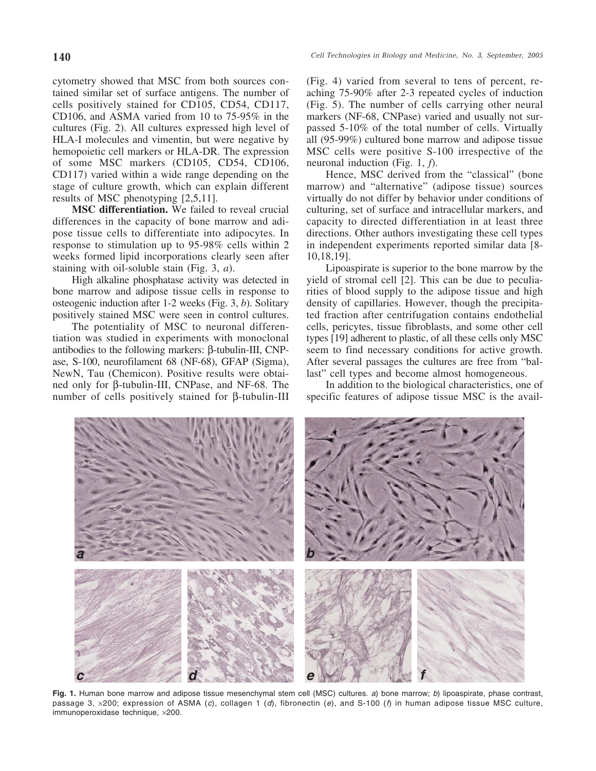cytometry showed that MSC from both sources contained similar set of surface antigens. The number of cells positively stained for CD105, CD54, CD117, CD106, and ASMA varied from 10 to 75-95% in the cultures (Fig. 2). All cultures expressed high level of HLA-I molecules and vimentin, but were negative by hemopoietic cell markers or HLA-DR. The expression of some MSC markers (CD105, CD54, CD106, CD117) varied within a wide range depending on the stage of culture growth, which can explain different results of MSC phenotyping [2,5,11].

**MSC differentiation.** We failed to reveal crucial differences in the capacity of bone marrow and adipose tissue cells to differentiate into adipocytes. In response to stimulation up to 95-98% cells within 2 weeks formed lipid incorporations clearly seen after staining with oil-soluble stain (Fig. 3, *a*).

High alkaline phosphatase activity was detected in bone marrow and adipose tissue cells in response to osteogenic induction after 1-2 weeks (Fig. 3, *b*). Solitary positively stained MSC were seen in control cultures.

The potentiality of MSC to neuronal differentiation was studied in experiments with monoclonal antibodies to the following markers: β-tubulin-III, CNPase, S-100, neurofilament 68 (NF-68), GFAP (Sigma), NewN, Tau (Chemicon). Positive results were obtained only for β-tubulin-III, CNPase, and NF-68. The number of cells positively stained for β-tubulin-III (Fig. 4) varied from several to tens of percent, reaching 75-90% after 2-3 repeated cycles of induction (Fig. 5). The number of cells carrying other neural markers (NF-68, CNPase) varied and usually not surpassed 5-10% of the total number of cells. Virtually all (95-99%) cultured bone marrow and adipose tissue MSC cells were positive S-100 irrespective of the neuronal induction (Fig. 1, *f*).

Hence, MSC derived from the "classical" (bone marrow) and "alternative" (adipose tissue) sources virtually do not differ by behavior under conditions of culturing, set of surface and intracellular markers, and capacity to directed differentiation in at least three directions. Other authors investigating these cell types in independent experiments reported similar data [8-10,18,19].

Lipoaspirate is superior to the bone marrow by the yield of stromal cell [2]. This can be due to peculiarities of blood supply to the adipose tissue and high density of capillaries. However, though the precipitated fraction after centrifugation contains endothelial cells, pericytes, tissue fibroblasts, and some other cell types [19] adherent to plastic, of all these cells only MSC seem to find necessary conditions for active growth. After several passages the cultures are free from "ballast" cell types and become almost homogeneous.

In addition to the biological characteristics, one of specific features of adipose tissue MSC is the avail-

**Fig. 1.** Human bone marrow and adipose tissue mesenchymal stem cell (MSC) cultures. *a*) bone marrow; *b*) lipoaspirate, phase contrast, passage 3, ×200; expression of ASMA (*c*), collagen 1 (*d*), fibronectin (*e*), and S-100 (*f*) in human adipose tissue MSC culture, immunoperoxidase technique, ×200.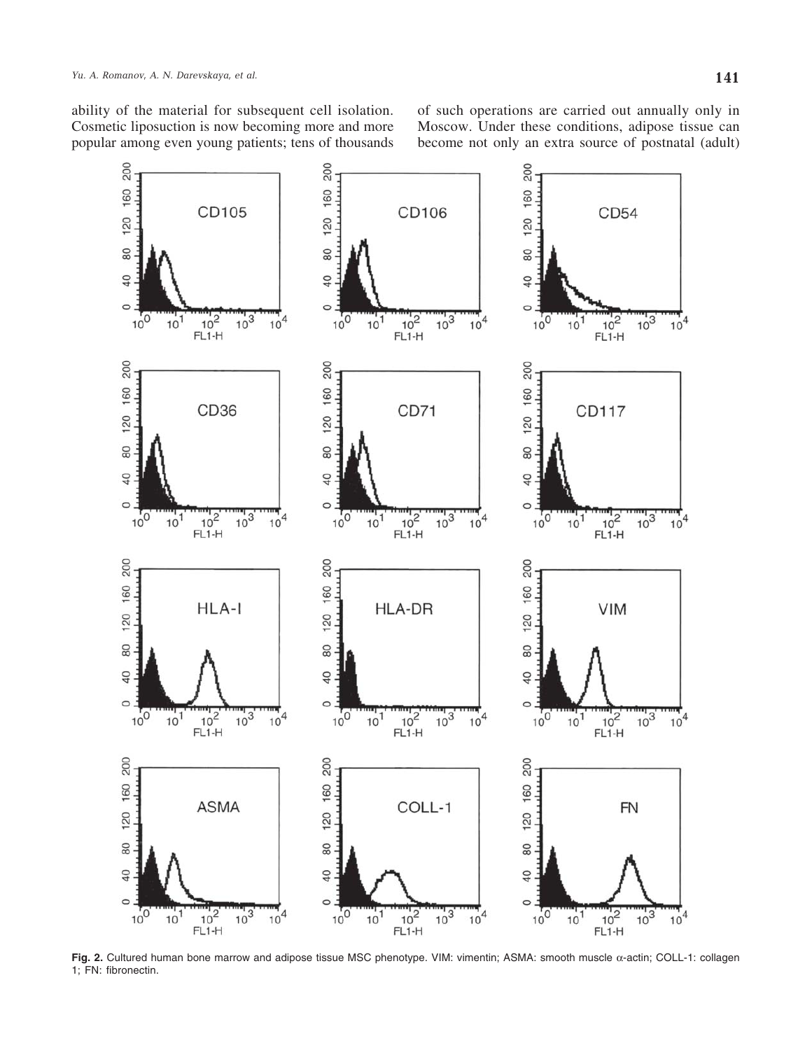ability of the material for subsequent cell isolation. Cosmetic liposuction is now becoming more and more popular among even young patients; tens of thousands of such operations are carried out annually only in Moscow. Under these conditions, adipose tissue can become not only an extra source of postnatal (adult)

**Fig. 2.** Cultured human bone marrow and adipose tissue MSC phenotype. VIM: vimentin; ASMA: smooth muscle α-actin; COLL-1: collagen 1; FN: fibronectin.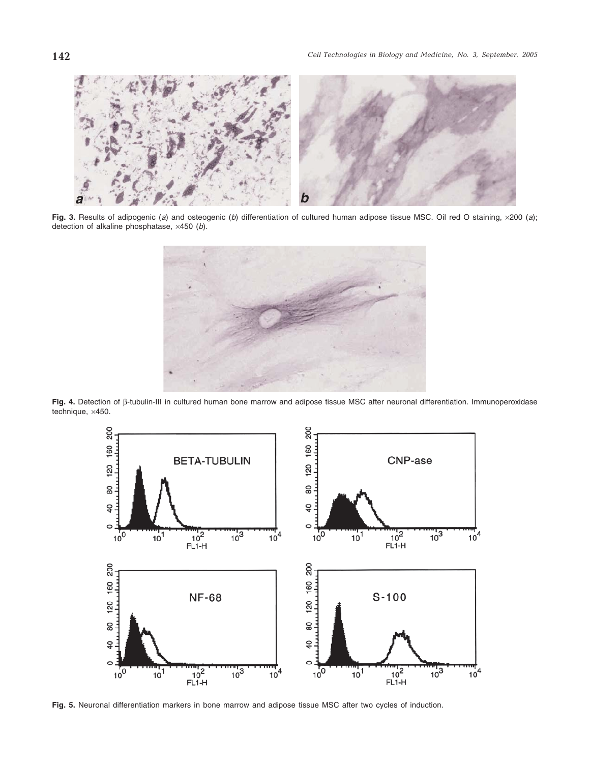**Fig. 3.** Results of adipogenic (*a*) and osteogenic (*b*) differentiation of cultured human adipose tissue MSC. Oil red O staining, ×200 (*a*); detection of alkaline phosphatase, ×450 (*b*).

**Fig. 4.** Detection of β-tubulin-III in cultured human bone marrow and adipose tissue MSC after neuronal differentiation. Immunoperoxidase technique, ×450.

**Fig. 5.** Neuronal differentiation markers in bone marrow and adipose tissue MSC after two cycles of induction.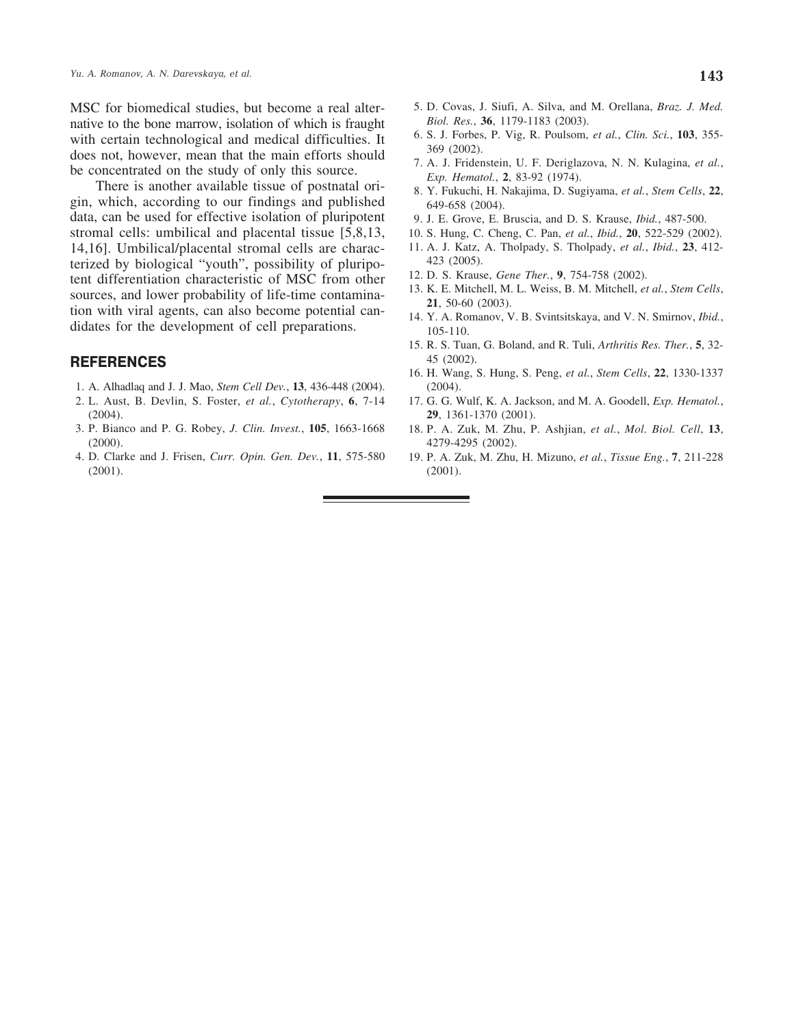MSC for biomedical studies, but become a real alternative to the bone marrow, isolation of which is fraught with certain technological and medical difficulties. It does not, however, mean that the main efforts should be concentrated on the study of only this source.

There is another available tissue of postnatal origin, which, according to our findings and published data, can be used for effective isolation of pluripotent stromal cells: umbilical and placental tissue [5,8,13, 14,16]. Umbilical/placental stromal cells are characterized by biological "youth", possibility of pluripotent differentiation characteristic of MSC from other sources, and lower probability of life-time contamination with viral agents, can also become potential candidates for the development of cell preparations.

## REFERENCES

1. A. Alhadlaq and J. J. Mao, *Stem Cell Dev.*, **13**, 436-448 (2004).
2. L. Aust, B. Devlin, S. Foster, *et al.*, *Cytotherapy*, **6**, 7-14 (2004).
3. P. Bianco and P. G. Robey, *J. Clin. Invest.*, **105**, 1663-1668 (2000).
4. D. Clarke and J. Frisen, *Curr. Opin. Gen. Dev.*, **11**, 575-580 (2001).
5. D. Covas, J. Siufi, A. Silva, and M. Orellana, *Braz. J. Med. Biol. Res.*, **36**, 1179-1183 (2003).
6. S. J. Forbes, P. Vig, R. Poulsom, *et al.*, *Clin. Sci.*, **103**, 355-369 (2002).
7. A. J. Fridenstein, U. F. Deriglazova, N. N. Kulagina, *et al.*, *Exp. Hematol.*, **2**, 83-92 (1974).
8. Y. Fukuchi, H. Nakajima, D. Sugiyama, *et al.*, *Stem Cells*, **22**, 649-658 (2004).
9. J. E. Grove, E. Bruscia, and D. S. Krause, *Ibid.*, 487-500.
10. S. Hung, C. Cheng, C. Pan, *et al.*, *Ibid.*, **20**, 522-529 (2002).
11. A. J. Katz, A. Tholpady, S. Tholpady, *et al.*, *Ibid.*, **23**, 412-423 (2005).
12. D. S. Krause, *Gene Ther.*, **9**, 754-758 (2002).
13. K. E. Mitchell, M. L. Weiss, B. M. Mitchell, *et al.*, *Stem Cells*, **21**, 50-60 (2003).
14. Y. A. Romanov, V. B. Svintsitskaya, and V. N. Smirnov, *Ibid.*, 105-110.
15. R. S. Tuan, G. Boland, and R. Tuli, *Arthritis Res. Ther.*, **5**, 32-45 (2002).
16. H. Wang, S. Hung, S. Peng, *et al.*, *Stem Cells*, **22**, 1330-1337 (2004).
17. G. G. Wulf, K. A. Jackson, and M. A. Goodell, *Exp. Hematol.*, **29**, 1361-1370 (2001).
18. P. A. Zuk, M. Zhu, P. Ashjian, *et al.*, *Mol. Biol. Cell*, **13**, 4279-4295 (2002).
19. P. A. Zuk, M. Zhu, H. Mizuno, *et al.*, *Tissue Eng.*, **7**, 211-228 (2001).